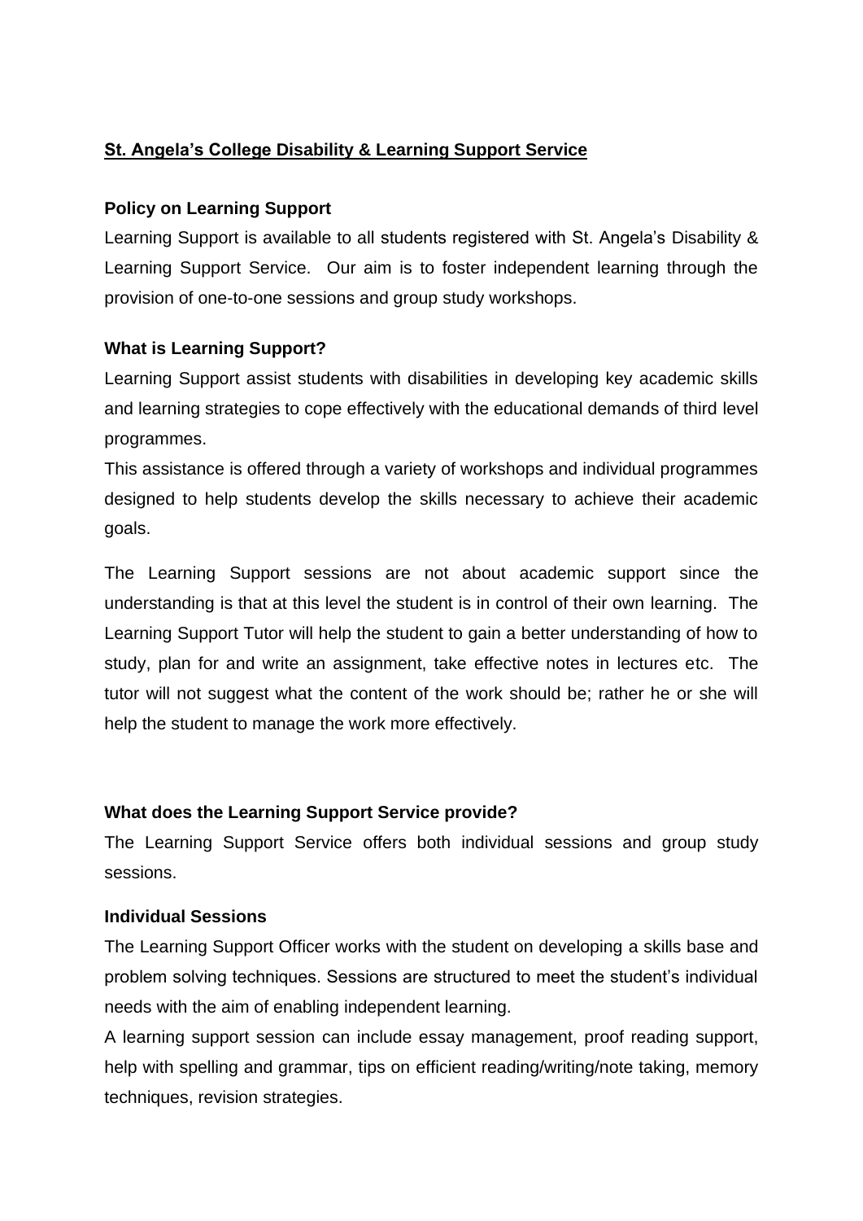## **St. Angela's College Disability & Learning Support Service**

### Policy on Learning Support

Learning Support is available to all students registered with St. Angela's Disability & Learning Support Service. Our aim is to foster independent learning through the provision of one-to-one sessions and group study workshops.

### What is Learning Support?

Learning Support assist students with disabilities in developing key academic skills and learning strategies to cope effectively with the educational demands of third level programmes.

This assistance is offered through a variety of workshops and individual programmes designed to help students develop the skills necessary to achieve their academic goals.

The Learning Support sessions are not about academic support since the understanding is that at this level the student is in control of their own learning. The Learning Support Tutor will help the student to gain a better understanding of how to study, plan for and write an assignment, take effective notes in lectures etc. The tutor will not suggest what the content of the work should be; rather he or she will help the student to manage the work more effectively.

### What does the Learning Support Service provide?

The Learning Support Service offers both individual sessions and group study sessions.

### Individual Sessions

The Learning Support Officer works with the student on developing a skills base and problem solving techniques. Sessions are structured to meet the student's individual needs with the aim of enabling independent learning.

A learning support session can include essay management, proof reading support, help with spelling and grammar, tips on efficient reading/writing/note taking, memory techniques, revision strategies.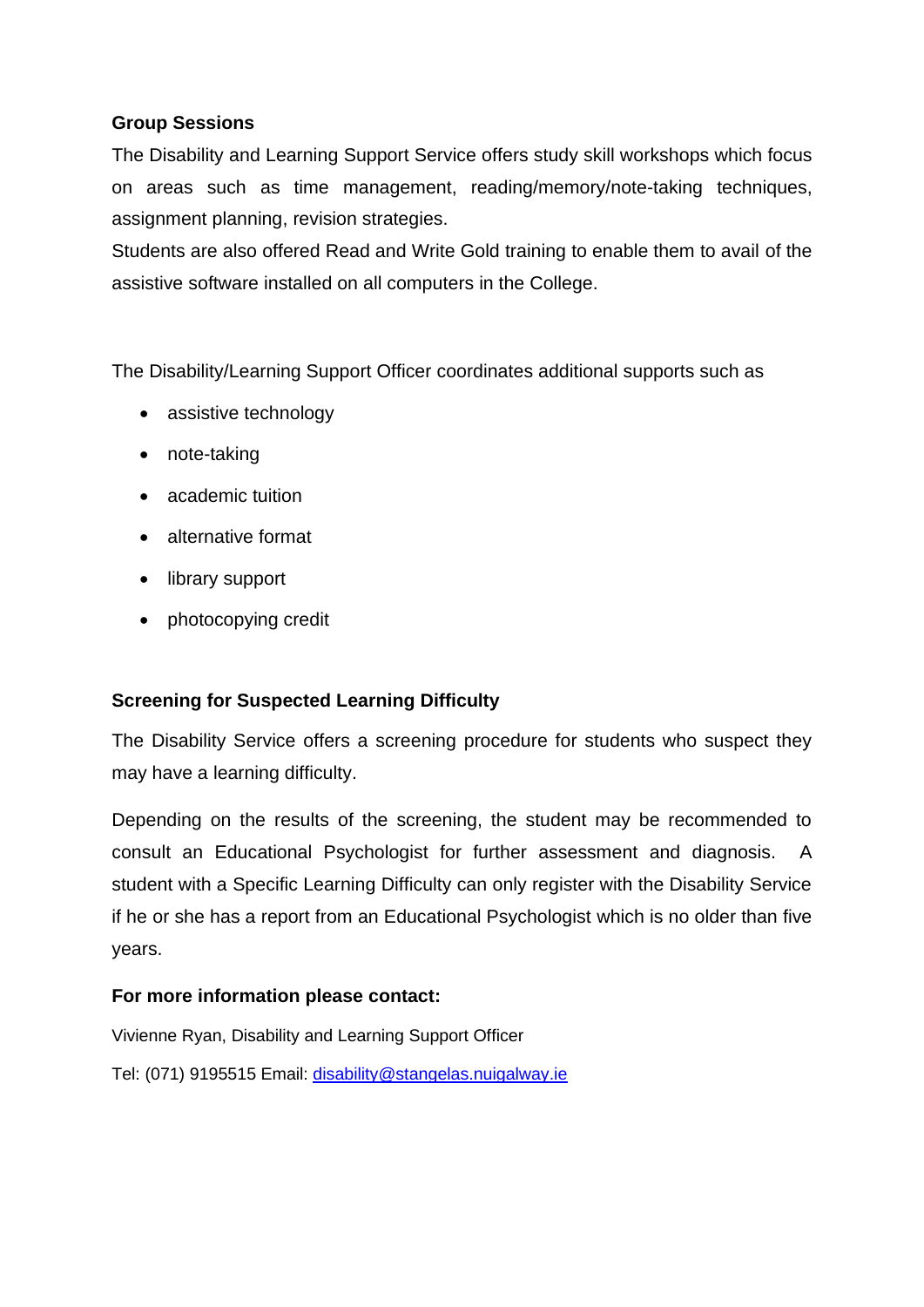**Group Sessions**

The Disability and Learning Support Service offers study skill workshops which focus on areas such as time management, reading/memory/note-taking techniques, assignment planning, revision strategies.

Students are also offered Read and Write Gold training to enable them to avail of the assistive software installed on all computers in the College.

The Disability/Learning Support Officer coordinates additional supports such as

- assistive technology
- note-taking
- academic tuition
- alternative format
- library support
- photocopying credit

**Screening for Suspected Learning Difficulty**

The Disability Service offers a screening procedure for students who suspect they may have a learning difficulty.

Depending on the results of the screening, the student may be recommended to consult an Educational Psychologist for further assessment and diagnosis. A student with a Specific Learning Difficulty can only register with the Disability Service if he or she has a report from an Educational Psychologist which is no older than five years.

**For more information please contact:**

Vivienne Ryan, Disability and Learning Support Officer

Tel: (071) 9195515 Email: disability@stangelas.nuigalway.ie